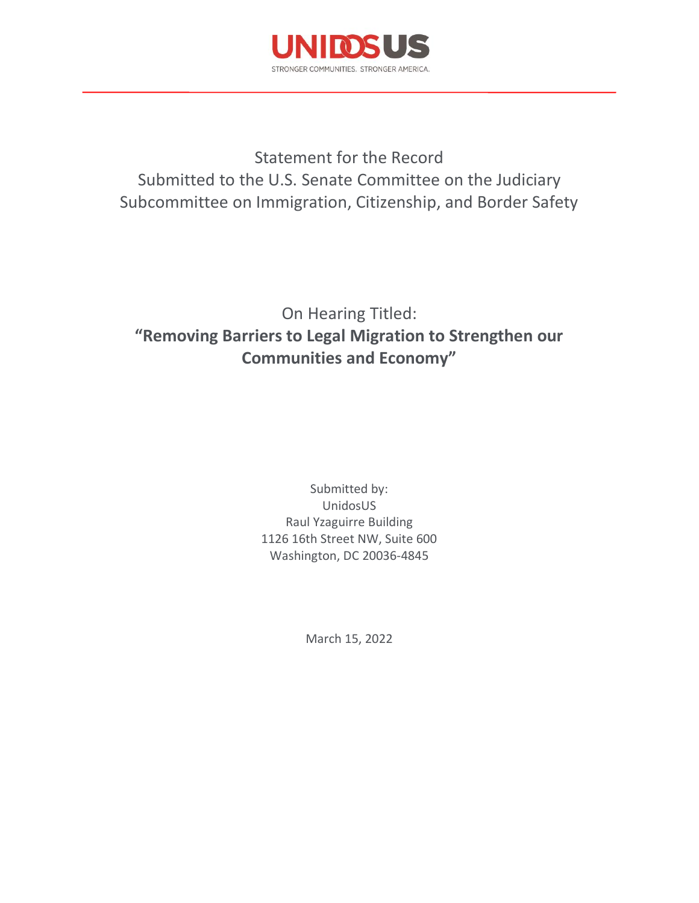UNIDOSUS

STRONGER COMMUNITIES. STRONGER AMERICA.

Statement for the Record
Submitted to the U.S. Senate Committee on the Judiciary
Subcommittee on Immigration, Citizenship, and Border Safety

On Hearing Titled:

**"Removing Barriers to Legal Migration to Strengthen our Communities and Economy"**

Submitted by:
UnidosUS
Raul Yzaguirre Building
1126 16th Street NW, Suite 600
Washington, DC 20036-4845

March 15, 2022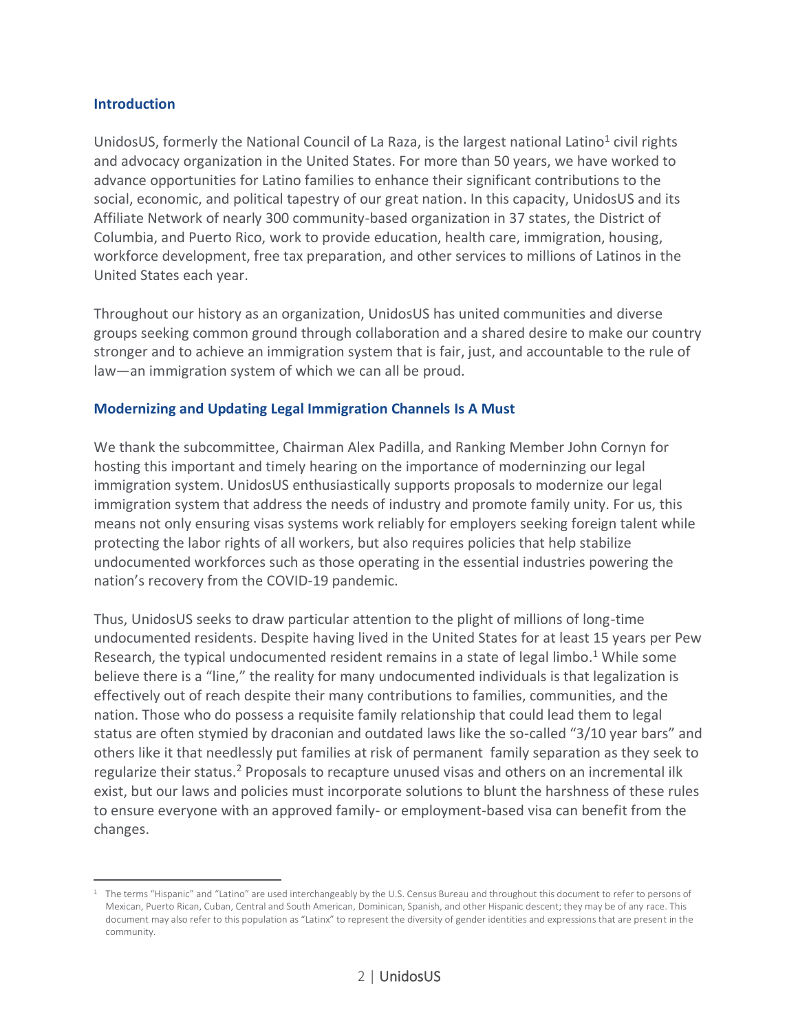## Introduction

UnidosUS, formerly the National Council of La Raza, is the largest national Latino[1] civil rights and advocacy organization in the United States. For more than 50 years, we have worked to advance opportunities for Latino families to enhance their significant contributions to the social, economic, and political tapestry of our great nation. In this capacity, UnidosUS and its Affiliate Network of nearly 300 community-based organization in 37 states, the District of Columbia, and Puerto Rico, work to provide education, health care, immigration, housing, workforce development, free tax preparation, and other services to millions of Latinos in the United States each year.

Throughout our history as an organization, UnidosUS has united communities and diverse groups seeking common ground through collaboration and a shared desire to make our country stronger and to achieve an immigration system that is fair, just, and accountable to the rule of law—an immigration system of which we can all be proud.

## Modernizing and Updating Legal Immigration Channels Is A Must

We thank the subcommittee, Chairman Alex Padilla, and Ranking Member John Cornyn for hosting this important and timely hearing on the importance of moderninzing our legal immigration system. UnidosUS enthusiastically supports proposals to modernize our legal immigration system that address the needs of industry and promote family unity. For us, this means not only ensuring visas systems work reliably for employers seeking foreign talent while protecting the labor rights of all workers, but also requires policies that help stabilize undocumented workforces such as those operating in the essential industries powering the nation's recovery from the COVID-19 pandemic.

Thus, UnidosUS seeks to draw particular attention to the plight of millions of long-time undocumented residents. Despite having lived in the United States for at least 15 years per Pew Research, the typical undocumented resident remains in a state of legal limbo.[1] While some believe there is a "line," the reality for many undocumented individuals is that legalization is effectively out of reach despite their many contributions to families, communities, and the nation. Those who do possess a requisite family relationship that could lead them to legal status are often stymied by draconian and outdated laws like the so-called "3/10 year bars" and others like it that needlessly put families at risk of permanent family separation as they seek to regularize their status.[2] Proposals to recapture unused visas and others on an incremental ilk exist, but our laws and policies must incorporate solutions to blunt the harshness of these rules to ensure everyone with an approved family- or employment-based visa can benefit from the changes.

---

[1] The terms "Hispanic" and "Latino" are used interchangeably by the U.S. Census Bureau and throughout this document to refer to persons of Mexican, Puerto Rican, Cuban, Central and South American, Dominican, Spanish, and other Hispanic descent; they may be of any race. This document may also refer to this population as "Latinx" to represent the diversity of gender identities and expressions that are present in the community.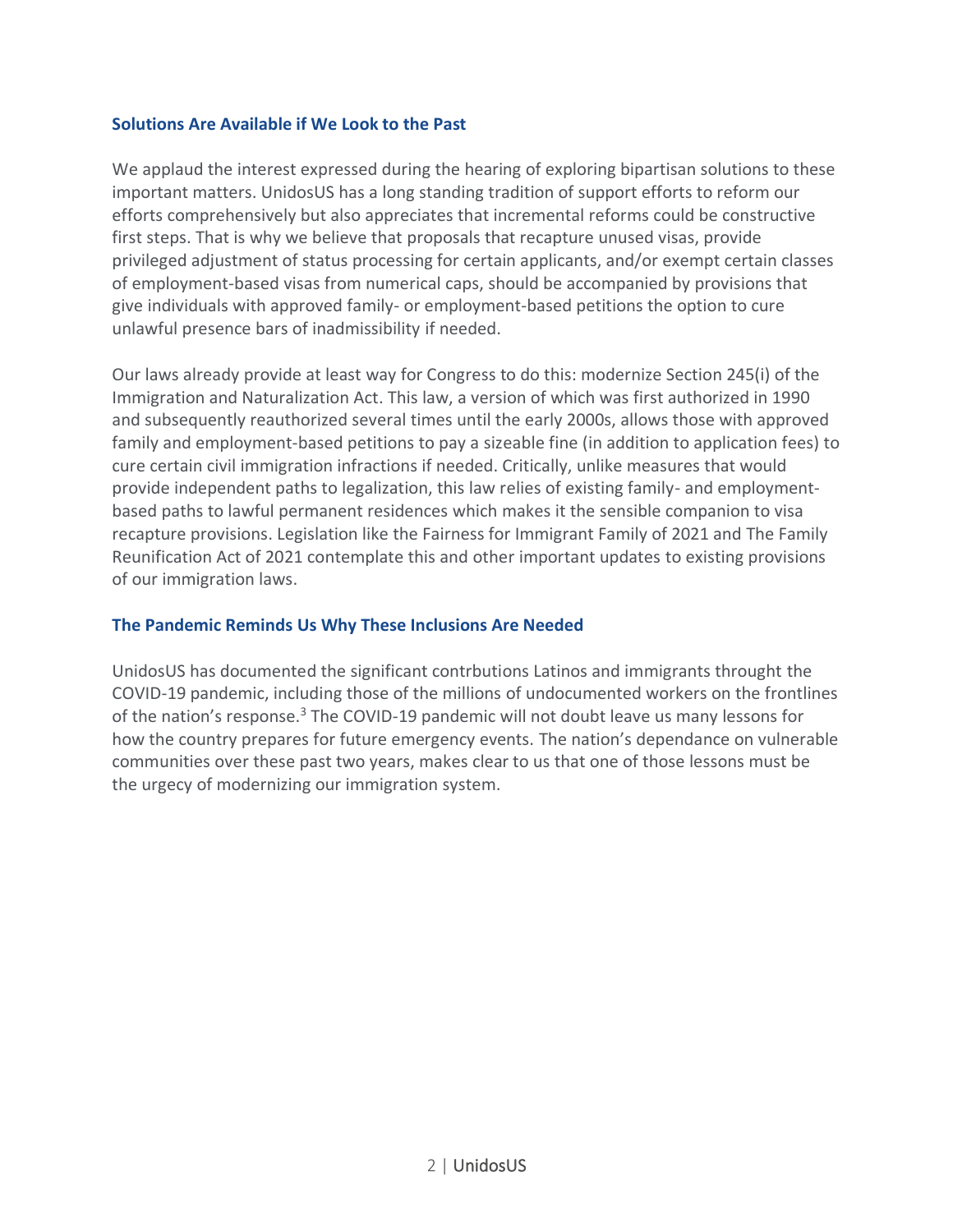### Solutions Are Available if We Look to the Past

We applaud the interest expressed during the hearing of exploring bipartisan solutions to these important matters. UnidosUS has a long standing tradition of support efforts to reform our efforts comprehensively but also appreciates that incremental reforms could be constructive first steps. That is why we believe that proposals that recapture unused visas, provide privileged adjustment of status processing for certain applicants, and/or exempt certain classes of employment-based visas from numerical caps, should be accompanied by provisions that give individuals with approved family- or employment-based petitions the option to cure unlawful presence bars of inadmissibility if needed.

Our laws already provide at least way for Congress to do this: modernize Section 245(i) of the Immigration and Naturalization Act. This law, a version of which was first authorized in 1990 and subsequently reauthorized several times until the early 2000s, allows those with approved family and employment-based petitions to pay a sizeable fine (in addition to application fees) to cure certain civil immigration infractions if needed. Critically, unlike measures that would provide independent paths to legalization, this law relies of existing family- and employment-based paths to lawful permanent residences which makes it the sensible companion to visa recapture provisions. Legislation like the Fairness for Immigrant Family of 2021 and The Family Reunification Act of 2021 contemplate this and other important updates to existing provisions of our immigration laws.

### The Pandemic Reminds Us Why These Inclusions Are Needed

UnidosUS has documented the significant contrbutions Latinos and immigrants throught the COVID-19 pandemic, including those of the millions of undocumented workers on the frontlines of the nation's response.[3] The COVID-19 pandemic will not doubt leave us many lessons for how the country prepares for future emergency events. The nation's dependance on vulnerable communities over these past two years, makes clear to us that one of those lessons must be the urgecy of modernizing our immigration system.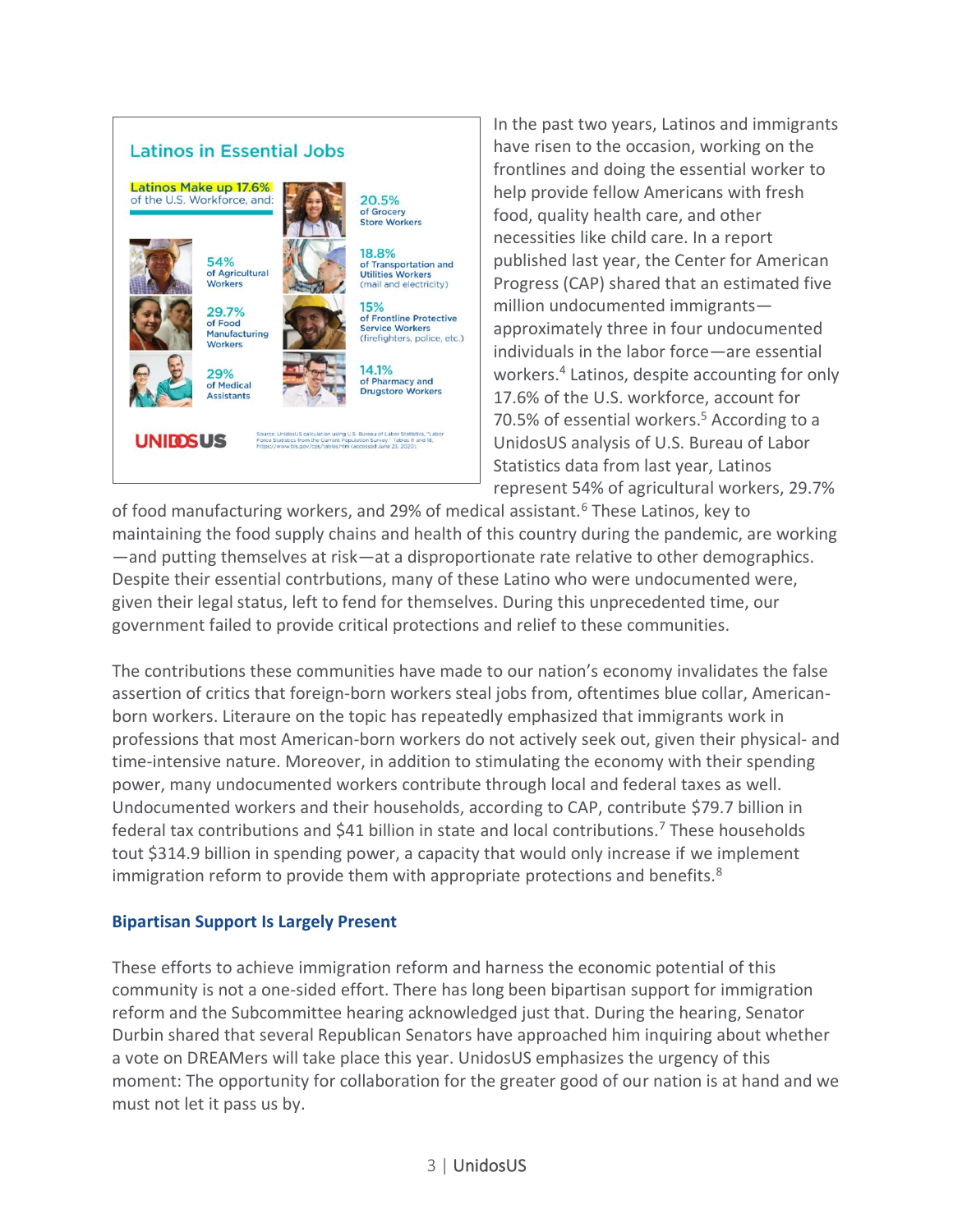## Latinos in Essential Jobs

**Latinos Make up 17.6%** of the U.S. Workforce, and:

- 20.5% of Grocery Store Workers
- 54% of Agricultural Workers
- 18.8% of Transportation and Utilities Workers (mail and electricity)
- 29.7% of Food Manufacturing Workers
- 15% of Frontline Protective Service Workers (firefighters, police, etc.)
- 29% of Medical Assistants
- 14.1% of Pharmacy and Drugstore Workers

UNIDOSUS

Source: UnidosUS calculation using U.S. Bureau of Labor Statistics, "Labor Force Statistics from the Current Population Survey," Tables 11 and 18, https://www.bls.gov/cps/tables.htm (accessed June 23, 2020).

In the past two years, Latinos and immigrants have risen to the occasion, working on the frontlines and doing the essential worker to help provide fellow Americans with fresh food, quality health care, and other necessities like child care. In a report published last year, the Center for American Progress (CAP) shared that an estimated five million undocumented immigrants—approximately three in four undocumented individuals in the labor force—are essential workers.[4] Latinos, despite accounting for only 17.6% of the U.S. workforce, account for 70.5% of essential workers.[5] According to a UnidosUS analysis of U.S. Bureau of Labor Statistics data from last year, Latinos represent 54% of agricultural workers, 29.7% of food manufacturing workers, and 29% of medical assistant.[6] These Latinos, key to maintaining the food supply chains and health of this country during the pandemic, are working —and putting themselves at risk—at a disproportionate rate relative to other demographics. Despite their essential contrbutions, many of these Latino who were undocumented were, given their legal status, left to fend for themselves. During this unprecedented time, our government failed to provide critical protections and relief to these communities.

The contributions these communities have made to our nation's economy invalidates the false assertion of critics that foreign-born workers steal jobs from, oftentimes blue collar, American-born workers. Literaure on the topic has repeatedly emphasized that immigrants work in professions that most American-born workers do not actively seek out, given their physical- and time-intensive nature. Moreover, in addition to stimulating the economy with their spending power, many undocumented workers contribute through local and federal taxes as well. Undocumented workers and their households, according to CAP, contribute $79.7 billion in federal tax contributions and $41 billion in state and local contributions.[7] These households tout $314.9 billion in spending power, a capacity that would only increase if we implement immigration reform to provide them with appropriate protections and benefits.[8]

### Bipartisan Support Is Largely Present

These efforts to achieve immigration reform and harness the economic potential of this community is not a one-sided effort. There has long been bipartisan support for immigration reform and the Subcommittee hearing acknowledged just that. During the hearing, Senator Durbin shared that several Republican Senators have approached him inquiring about whether a vote on DREAMers will take place this year. UnidosUS emphasizes the urgency of this moment: The opportunity for collaboration for the greater good of our nation is at hand and we must not let it pass us by.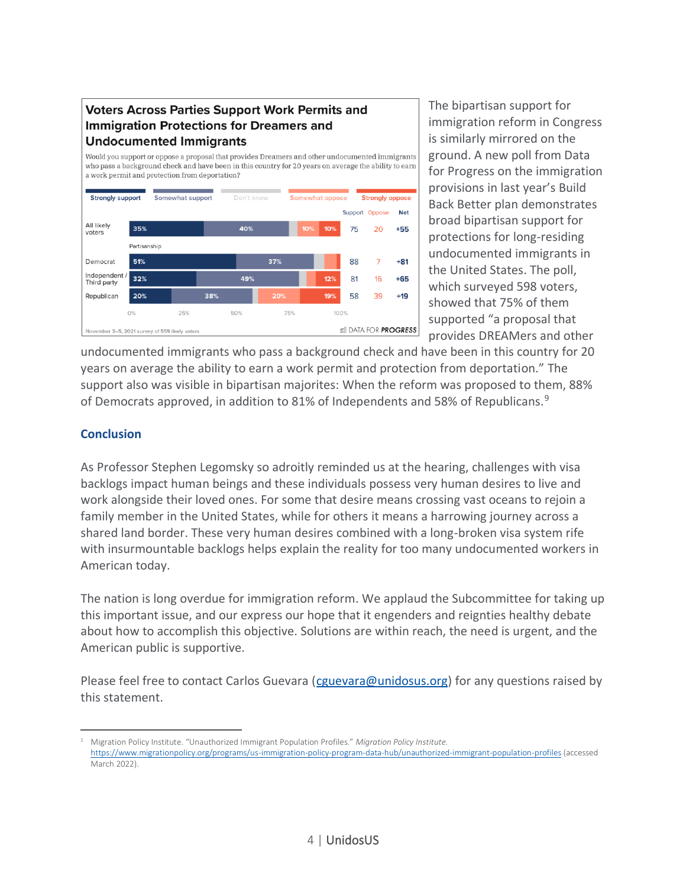**Voters Across Parties Support Work Permits and Immigration Protections for Dreamers and Undocumented Immigrants**

Would you support or oppose a proposal that provides Dreamers and other undocumented immigrants who pass a background check and have been in this country for 20 years on average the ability to earn a work permit and protection from deportation?

| | Strongly support | Somewhat support | Don't know | Somewhat oppose | Strongly oppose | Support | Oppose | Net |
|---|---|---|---|---|---|---|---|---|
| All likely voters | 35% | 40% | | 10% | 10% | 75 | 20 | +55 |
| **Partisanship** | | | | | | | | |
| Democrat | 51% | 37% | | | | 88 | 7 | +81 |
| Independent / Third party | 32% | 49% | | | 12% | 81 | 16 | +65 |
| Republican | 20% | 38% | | 20% | 19% | 58 | 39 | +19 |

November 3–5, 2021 survey of 559 likely voters

DATA FOR PROGRESS

The bipartisan support for immigration reform in Congress is similarly mirrored on the ground. A new poll from Data for Progress on the immigration provisions in last year's Build Back Better plan demonstrates broad bipartisan support for protections for long-residing undocumented immigrants in the United States. The poll, which surveyed 598 voters, showed that 75% of them supported "a proposal that provides DREAMers and other undocumented immigrants who pass a background check and have been in this country for 20 years on average the ability to earn a work permit and protection from deportation." The support also was visible in bipartisan majorites: When the reform was proposed to them, 88% of Democrats approved, in addition to 81% of Independents and 58% of Republicans.[9]

## Conclusion

As Professor Stephen Legomsky so adroitly reminded us at the hearing, challenges with visa backlogs impact human beings and these individuals possess very human desires to live and work alongside their loved ones. For some that desire means crossing vast oceans to rejoin a family member in the United States, while for others it means a harrowing journey across a shared land border. These very human desires combined with a long-broken visa system rife with insurmountable backlogs helps explain the reality for too many undocumented workers in American today.

The nation is long overdue for immigration reform. We applaud the Subcommittee for taking up this important issue, and our express our hope that it engenders and reignties healthy debate about how to accomplish this objective. Solutions are within reach, the need is urgent, and the American public is supportive.

Please feel free to contact Carlos Guevara (cguevara@unidosus.org) for any questions raised by this statement.

---

[1] Migration Policy Institute. "Unauthorized Immigrant Population Profiles." *Migration Policy Institute.* https://www.migrationpolicy.org/programs/us-immigration-policy-program-data-hub/unauthorized-immigrant-population-profiles (accessed March 2022).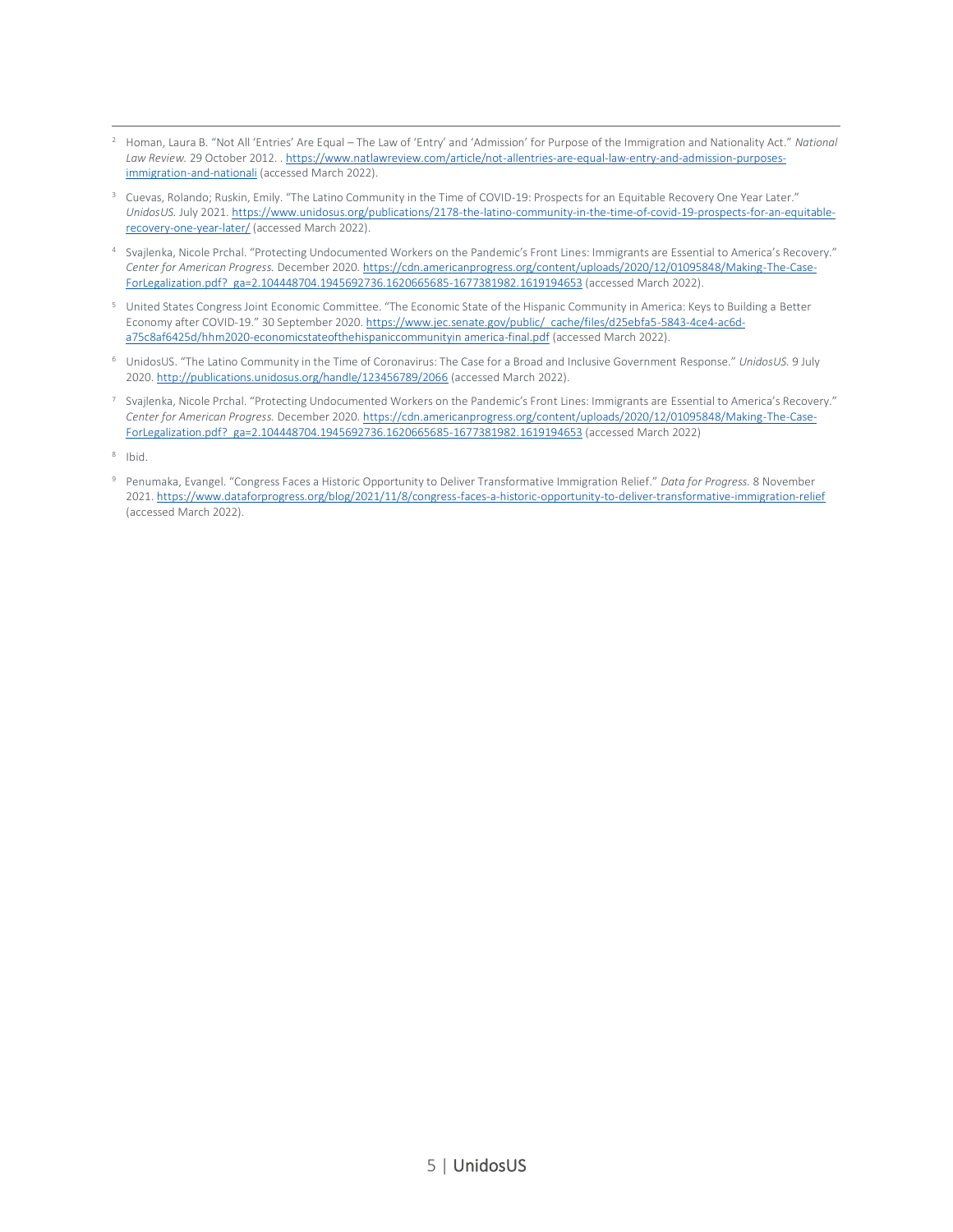[2] Homan, Laura B. "Not All 'Entries' Are Equal – The Law of 'Entry' and 'Admission' for Purpose of the Immigration and Nationality Act." *National Law Review.* 29 October 2012. . https://www.natlawreview.com/article/not-allentries-are-equal-law-entry-and-admission-purposes-immigration-and-nationali (accessed March 2022).

[3] Cuevas, Rolando; Ruskin, Emily. "The Latino Community in the Time of COVID-19: Prospects for an Equitable Recovery One Year Later." *UnidosUS.* July 2021. https://www.unidosus.org/publications/2178-the-latino-community-in-the-time-of-covid-19-prospects-for-an-equitable-recovery-one-year-later/ (accessed March 2022).

[4] Svajlenka, Nicole Prchal. "Protecting Undocumented Workers on the Pandemic's Front Lines: Immigrants are Essential to America's Recovery." *Center for American Progress.* December 2020. https://cdn.americanprogress.org/content/uploads/2020/12/01095848/Making-The-Case-ForLegalization.pdf?_ga=2.104448704.1945692736.1620665685-1677381982.1619194653 (accessed March 2022).

[5] United States Congress Joint Economic Committee. "The Economic State of the Hispanic Community in America: Keys to Building a Better Economy after COVID-19." 30 September 2020. https://www.jec.senate.gov/public/_cache/files/d25ebfa5-5843-4ce4-ac6d-a75c8af6425d/hhm2020-economicstateofthehispaniccommunityin america-final.pdf (accessed March 2022).

[6] UnidosUS. "The Latino Community in the Time of Coronavirus: The Case for a Broad and Inclusive Government Response." *UnidosUS.* 9 July 2020. http://publications.unidosus.org/handle/123456789/2066 (accessed March 2022).

[7] Svajlenka, Nicole Prchal. "Protecting Undocumented Workers on the Pandemic's Front Lines: Immigrants are Essential to America's Recovery." *Center for American Progress.* December 2020. https://cdn.americanprogress.org/content/uploads/2020/12/01095848/Making-The-Case-ForLegalization.pdf?_ga=2.104448704.1945692736.1620665685-1677381982.1619194653 (accessed March 2022)

[8] Ibid.

[9] Penumaka, Evangel. "Congress Faces a Historic Opportunity to Deliver Transformative Immigration Relief." *Data for Progress.* 8 November 2021. https://www.dataforprogress.org/blog/2021/11/8/congress-faces-a-historic-opportunity-to-deliver-transformative-immigration-relief (accessed March 2022).